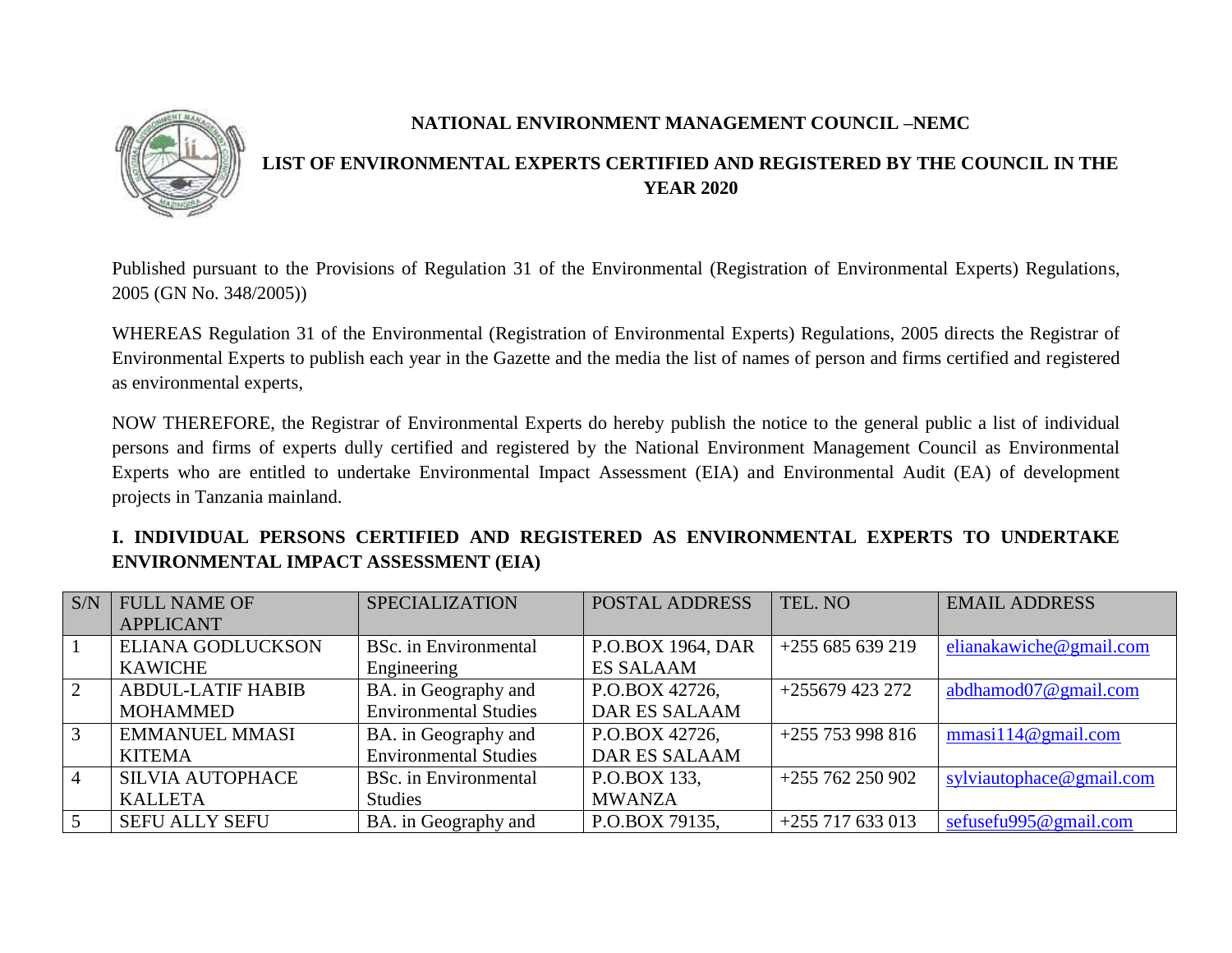# NATIONAL ENVIRONMENT MANAGEMENT COUNCIL –NEMC

## LIST OF ENVIRONMENTAL EXPERTS CERTIFIED AND REGISTERED BY THE COUNCIL IN THE YEAR 2020

Published pursuant to the Provisions of Regulation 31 of the Environmental (Registration of Environmental Experts) Regulations, 2005 (GN No. 348/2005))

WHEREAS Regulation 31 of the Environmental (Registration of Environmental Experts) Regulations, 2005 directs the Registrar of Environmental Experts to publish each year in the Gazette and the media the list of names of person and firms certified and registered as environmental experts,

NOW THEREFORE, the Registrar of Environmental Experts do hereby publish the notice to the general public a list of individual persons and firms of experts dully certified and registered by the National Environment Management Council as Environmental Experts who are entitled to undertake Environmental Impact Assessment (EIA) and Environmental Audit (EA) of development projects in Tanzania mainland.

### I. INDIVIDUAL PERSONS CERTIFIED AND REGISTERED AS ENVIRONMENTAL EXPERTS TO UNDERTAKE ENVIRONMENTAL IMPACT ASSESSMENT (EIA)

| S/N | FULL NAME OF APPLICANT | SPECIALIZATION | POSTAL ADDRESS | TEL. NO | EMAIL ADDRESS |
|---|---|---|---|---|---|
| 1 | ELIANA GODLUCKSON KAWICHE | BSc. in Environmental Engineering | P.O.BOX 1964, DAR ES SALAAM | +255 685 639 219 | elianakawiche@gmail.com |
| 2 | ABDUL-LATIF HABIB MOHAMMED | BA. in Geography and Environmental Studies | P.O.BOX 42726, DAR ES SALAAM | +255679 423 272 | abdhamod07@gmail.com |
| 3 | EMMANUEL MMASI KITEMA | BA. in Geography and Environmental Studies | P.O.BOX 42726, DAR ES SALAAM | +255 753 998 816 | mmasi114@gmail.com |
| 4 | SILVIA AUTOPHACE KALLETA | BSc. in Environmental Studies | P.O.BOX 133, MWANZA | +255 762 250 902 | sylviautophace@gmail.com |
| 5 | SEFU ALLY SEFU | BA. in Geography and | P.O.BOX 79135, | +255 717 633 013 | sefusefu995@gmail.com |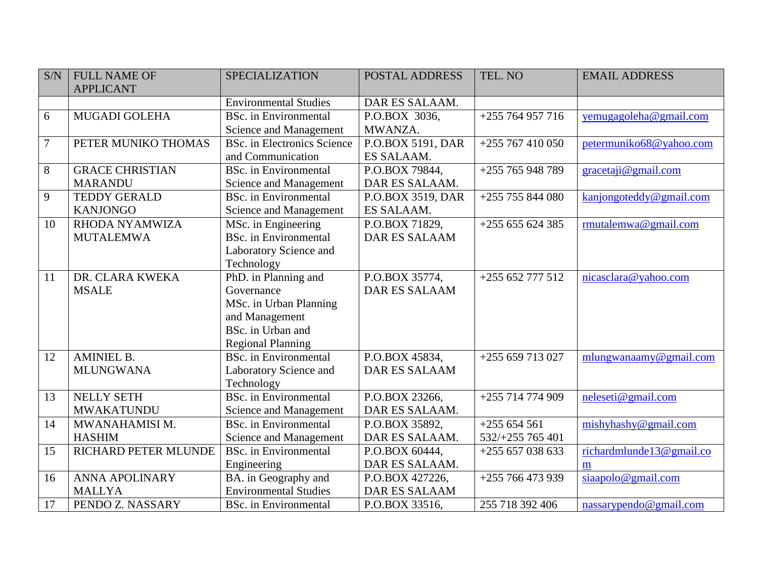| S/N | FULL NAME OF APPLICANT | SPECIALIZATION | POSTAL ADDRESS | TEL. NO | EMAIL ADDRESS |
|---|---|---|---|---|---|
| | | Environmental Studies | DAR ES SALAAM. | | |
| 6 | MUGADI GOLEHA | BSc. in Environmental Science and Management | P.O.BOX 3036, MWANZA. | +255 764 957 716 | yemugagoleha@gmail.com |
| 7 | PETER MUNIKO THOMAS | BSc. in Electronics Science and Communication | P.O.BOX 5191, DAR ES SALAAM. | +255 767 410 050 | petermuniko68@yahoo.com |
| 8 | GRACE CHRISTIAN MARANDU | BSc. in Environmental Science and Management | P.O.BOX 79844, DAR ES SALAAM. | +255 765 948 789 | gracetaji@gmail.com |
| 9 | TEDDY GERALD KANJONGO | BSc. in Environmental Science and Management | P.O.BOX 3519, DAR ES SALAAM. | +255 755 844 080 | kanjongoteddy@gmail.com |
| 10 | RHODA NYAMWIZA MUTALEMWA | MSc. in Engineering BSc. in Environmental Laboratory Science and Technology | P.O.BOX 71829, DAR ES SALAAM | +255 655 624 385 | rmutalemwa@gmail.com |
| 11 | DR. CLARA KWEKA MSALE | PhD. in Planning and Governance MSc. in Urban Planning and Management BSc. in Urban and Regional Planning | P.O.BOX 35774, DAR ES SALAAM | +255 652 777 512 | nicasclara@yahoo.com |
| 12 | AMINIEL B. MLUNGWANA | BSc. in Environmental Laboratory Science and Technology | P.O.BOX 45834, DAR ES SALAAM | +255 659 713 027 | mlungwanaamy@gmail.com |
| 13 | NELLY SETH MWAKATUNDU | BSc. in Environmental Science and Management | P.O.BOX 23266, DAR ES SALAAM. | +255 714 774 909 | neleseti@gmail.com |
| 14 | MWANAHAMISI M. HASHIM | BSc. in Environmental Science and Management | P.O.BOX 35892, DAR ES SALAAM. | +255 654 561 532/+255 765 401 | mishyhashy@gmail.com |
| 15 | RICHARD PETER MLUNDE | BSc. in Environmental Engineering | P.O.BOX 60444, DAR ES SALAAM. | +255 657 038 633 | richardmlunde13@gmail.com |
| 16 | ANNA APOLINARY MALLYA | BA. in Geography and Environmental Studies | P.O.BOX 427226, DAR ES SALAAM | +255 766 473 939 | siaapolo@gmail.com |
| 17 | PENDO Z. NASSARY | BSc. in Environmental | P.O.BOX 33516, | 255 718 392 406 | nassarypendo@gmail.com |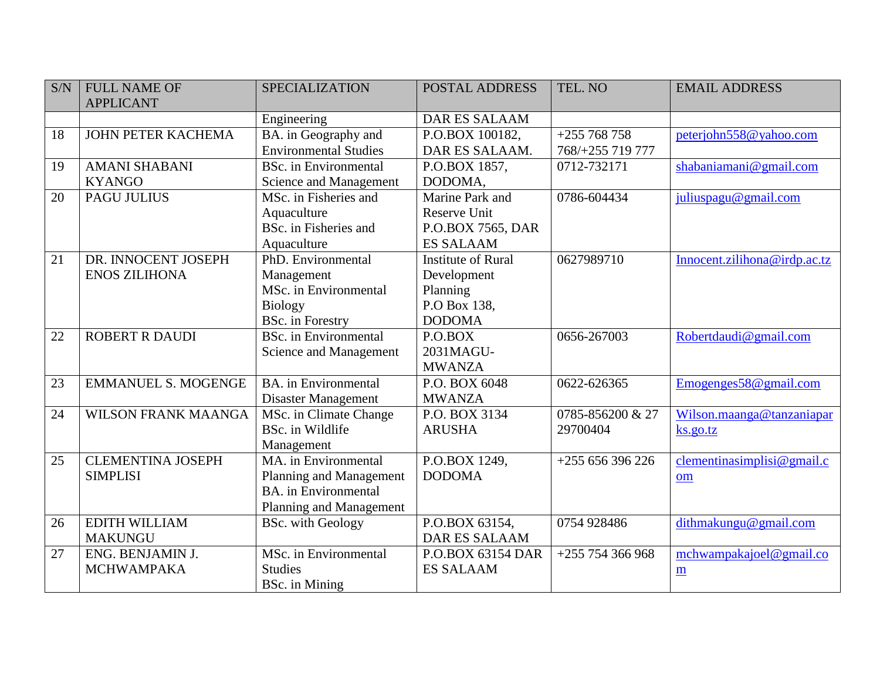| S/N | FULL NAME OF APPLICANT | SPECIALIZATION | POSTAL ADDRESS | TEL. NO | EMAIL ADDRESS |
|---|---|---|---|---|---|
| | | Engineering | DAR ES SALAAM | | |
| 18 | JOHN PETER KACHEMA | BA. in Geography and Environmental Studies | P.O.BOX 100182, DAR ES SALAAM. | +255 768 758 768/+255 719 777 | peterjohn558@yahoo.com |
| 19 | AMANI SHABANI KYANGO | BSc. in Environmental Science and Management | P.O.BOX 1857, DODOMA, | 0712-732171 | shabaniamani@gmail.com |
| 20 | PAGU JULIUS | MSc. in Fisheries and Aquaculture<br>BSc. in Fisheries and Aquaculture | Marine Park and Reserve Unit P.O.BOX 7565, DAR ES SALAAM | 0786-604434 | juliuspagu@gmail.com |
| 21 | DR. INNOCENT JOSEPH ENOS ZILIHONA | PhD. Environmental Management<br>MSc. in Environmental Biology<br>BSc. in Forestry | Institute of Rural Development Planning<br>P.O Box 138, DODOMA | 0627989710 | Innocent.zilihona@irdp.ac.tz |
| 22 | ROBERT R DAUDI | BSc. in Environmental Science and Management | P.O.BOX 2031MAGU-MWANZA | 0656-267003 | Robertdaudi@gmail.com |
| 23 | EMMANUEL S. MOGENGE | BA. in Environmental Disaster Management | P.O. BOX 6048 MWANZA | 0622-626365 | Emogenges58@gmail.com |
| 24 | WILSON FRANK MAANGA | MSc. in Climate Change<br>BSc. in Wildlife Management | P.O. BOX 3134 ARUSHA | 0785-856200 & 27 29700404 | Wilson.maanga@tanzaniaparks.go.tz |
| 25 | CLEMENTINA JOSEPH SIMPLISI | MA. in Environmental Planning and Management<br>BA. in Environmental Planning and Management | P.O.BOX 1249, DODOMA | +255 656 396 226 | clementinasimplisi@gmail.com |
| 26 | EDITH WILLIAM MAKUNGU | BSc. with Geology | P.O.BOX 63154, DAR ES SALAAM | 0754 928486 | dithmakungu@gmail.com |
| 27 | ENG. BENJAMIN J. MCHWAMPAKA | MSc. in Environmental Studies<br>BSc. in Mining | P.O.BOX 63154 DAR ES SALAAM | +255 754 366 968 | mchwampakajoel@gmail.com |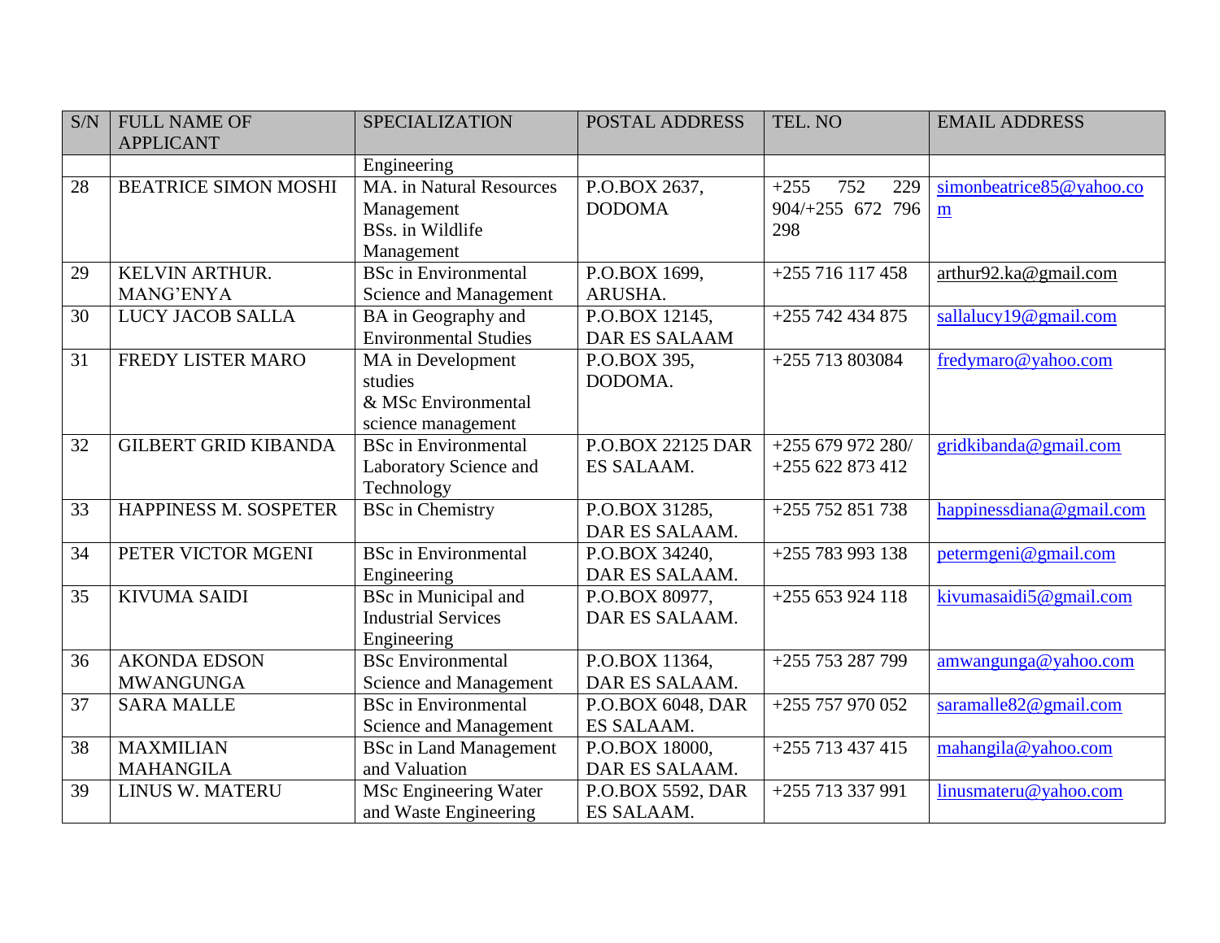| S/N | FULL NAME OF APPLICANT | SPECIALIZATION | POSTAL ADDRESS | TEL. NO | EMAIL ADDRESS |
|---|---|---|---|---|---|
| | | Engineering | | | |
| 28 | BEATRICE SIMON MOSHI | MA. in Natural Resources Management BSs. in Wildlife Management | P.O.BOX 2637, DODOMA | +255 752 229 904/+255 672 796 298 | simonbeatrice85@yahoo.com |
| 29 | KELVIN ARTHUR. MANG'ENYA | BSc in Environmental Science and Management | P.O.BOX 1699, ARUSHA. | +255 716 117 458 | arthur92.ka@gmail.com |
| 30 | LUCY JACOB SALLA | BA in Geography and Environmental Studies | P.O.BOX 12145, DAR ES SALAAM | +255 742 434 875 | sallalucy19@gmail.com |
| 31 | FREDY LISTER MARO | MA in Development studies & MSc Environmental science management | P.O.BOX 395, DODOMA. | +255 713 803084 | fredymaro@yahoo.com |
| 32 | GILBERT GRID KIBANDA | BSc in Environmental Laboratory Science and Technology | P.O.BOX 22125 DAR ES SALAAM. | +255 679 972 280/ +255 622 873 412 | gridkibanda@gmail.com |
| 33 | HAPPINESS M. SOSPETER | BSc in Chemistry | P.O.BOX 31285, DAR ES SALAAM. | +255 752 851 738 | happinessdiana@gmail.com |
| 34 | PETER VICTOR MGENI | BSc in Environmental Engineering | P.O.BOX 34240, DAR ES SALAAM. | +255 783 993 138 | petermgeni@gmail.com |
| 35 | KIVUMA SAIDI | BSc in Municipal and Industrial Services Engineering | P.O.BOX 80977, DAR ES SALAAM. | +255 653 924 118 | kivumasaidi5@gmail.com |
| 36 | AKONDA EDSON MWANGUNGA | BSc Environmental Science and Management | P.O.BOX 11364, DAR ES SALAAM. | +255 753 287 799 | amwangunga@yahoo.com |
| 37 | SARA MALLE | BSc in Environmental Science and Management | P.O.BOX 6048, DAR ES SALAAM. | +255 757 970 052 | saramalle82@gmail.com |
| 38 | MAXMILIAN MAHANGILA | BSc in Land Management and Valuation | P.O.BOX 18000, DAR ES SALAAM. | +255 713 437 415 | mahangila@yahoo.com |
| 39 | LINUS W. MATERU | MSc Engineering Water and Waste Engineering | P.O.BOX 5592, DAR ES SALAAM. | +255 713 337 991 | linusmateru@yahoo.com |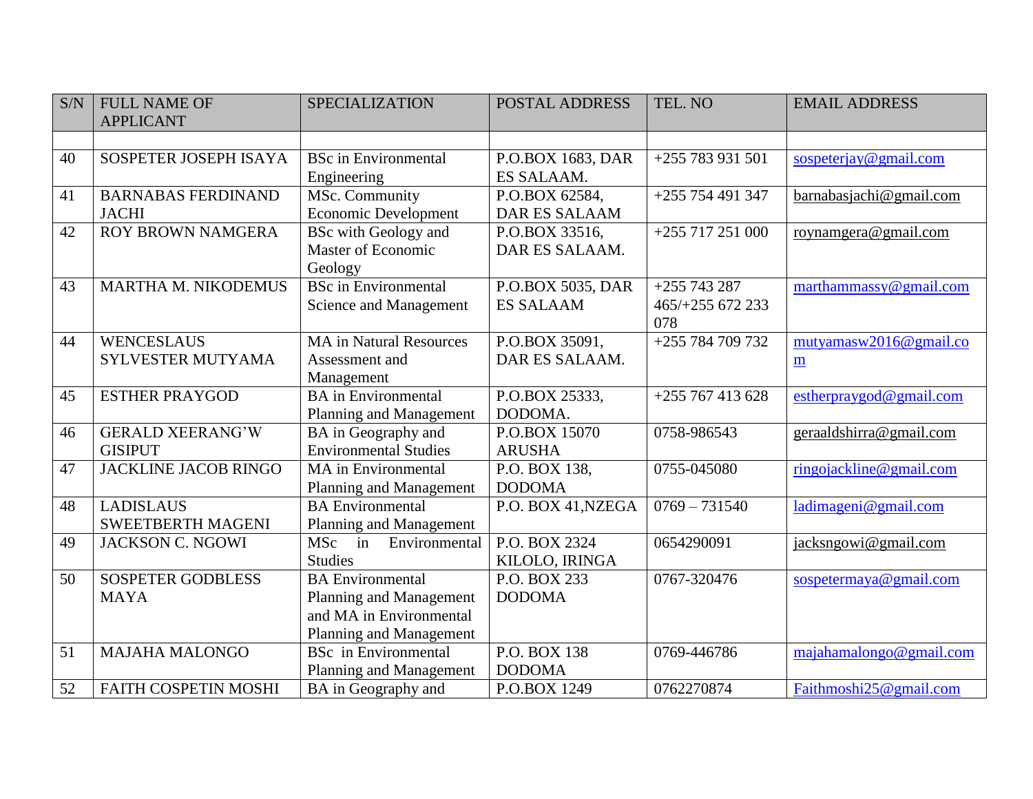| S/N | FULL NAME OF APPLICANT | SPECIALIZATION | POSTAL ADDRESS | TEL. NO | EMAIL ADDRESS |
|---|---|---|---|---|---|
| | | | | | |
| 40 | SOSPETER JOSEPH ISAYA | BSc in Environmental Engineering | P.O.BOX 1683, DAR ES SALAAM. | +255 783 931 501 | sospeterjay@gmail.com |
| 41 | BARNABAS FERDINAND JACHI | MSc. Community Economic Development | P.O.BOX 62584, DAR ES SALAAM | +255 754 491 347 | barnabasjachi@gmail.com |
| 42 | ROY BROWN NAMGERA | BSc with Geology and Master of Economic Geology | P.O.BOX 33516, DAR ES SALAAM. | +255 717 251 000 | roynamgera@gmail.com |
| 43 | MARTHA M. NIKODEMUS | BSc in Environmental Science and Management | P.O.BOX 5035, DAR ES SALAAM | +255 743 287 465/+255 672 233 078 | marthammassy@gmail.com |
| 44 | WENCESLAUS SYLVESTER MUTYAMA | MA in Natural Resources Assessment and Management | P.O.BOX 35091, DAR ES SALAAM. | +255 784 709 732 | mutyamasw2016@gmail.com |
| 45 | ESTHER PRAYGOD | BA in Environmental Planning and Management | P.O.BOX 25333, DODOMA. | +255 767 413 628 | estherpraygod@gmail.com |
| 46 | GERALD XEERANG'W GISIPUT | BA in Geography and Environmental Studies | P.O.BOX 15070 ARUSHA | 0758-986543 | geraaldshirra@gmail.com |
| 47 | JACKLINE JACOB RINGO | MA in Environmental Planning and Management | P.O. BOX 138, DODOMA | 0755-045080 | ringojackline@gmail.com |
| 48 | LADISLAUS SWEETBERTH MAGENI | BA Environmental Planning and Management | P.O. BOX 41,NZEGA | 0769 – 731540 | ladimageni@gmail.com |
| 49 | JACKSON C. NGOWI | MSc in Environmental Studies | P.O. BOX 2324 KILOLO, IRINGA | 0654290091 | jacksngowi@gmail.com |
| 50 | SOSPETER GODBLESS MAYA | BA Environmental Planning and Management and MA in Environmental Planning and Management | P.O. BOX 233 DODOMA | 0767-320476 | sospetermaya@gmail.com |
| 51 | MAJAHA MALONGO | BSc in Environmental Planning and Management | P.O. BOX 138 DODOMA | 0769-446786 | majahamalongo@gmail.com |
| 52 | FAITH COSPETIN MOSHI | BA in Geography and | P.O.BOX 1249 | 0762270874 | Faithmoshi25@gmail.com |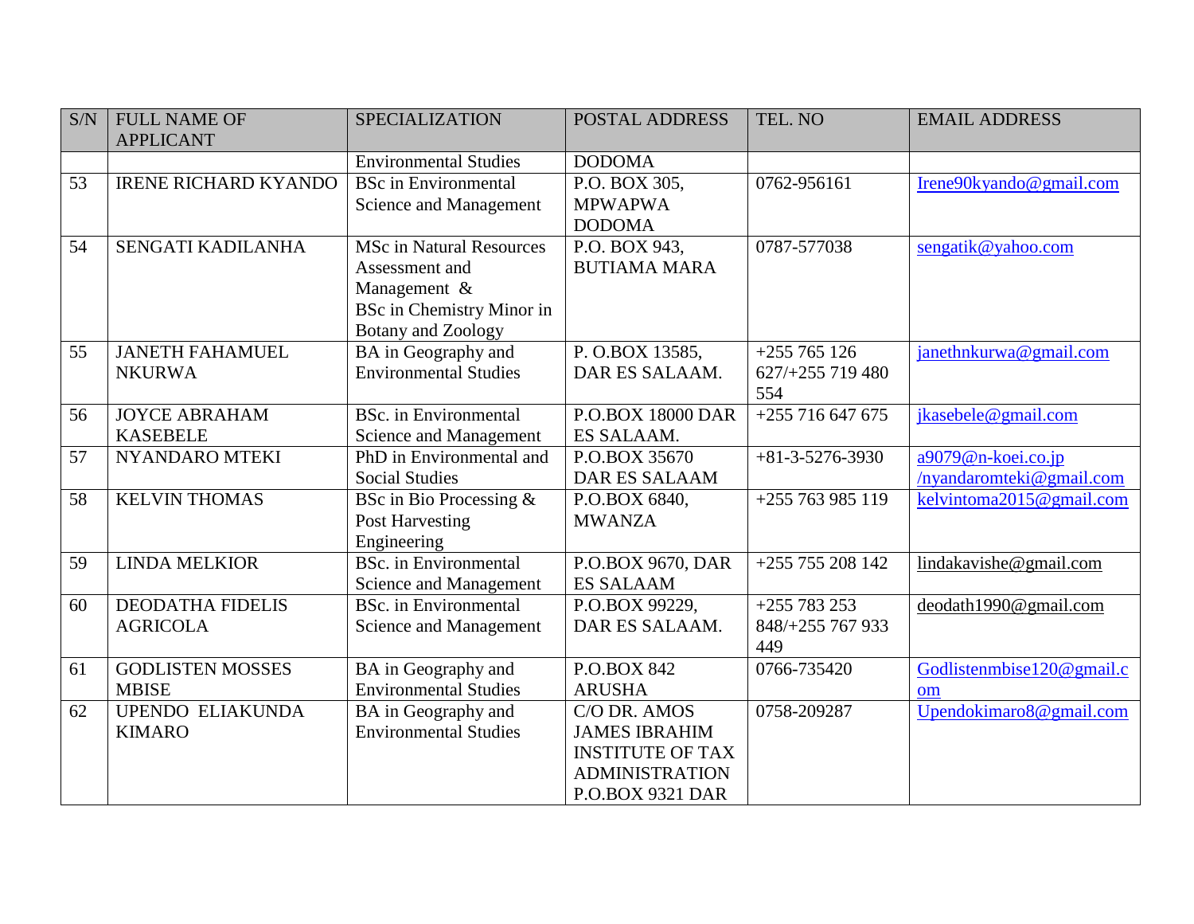| S/N | FULL NAME OF APPLICANT | SPECIALIZATION | POSTAL ADDRESS | TEL. NO | EMAIL ADDRESS |
|---|---|---|---|---|---|
| | | Environmental Studies | DODOMA | | |
| 53 | IRENE RICHARD KYANDO | BSc in Environmental Science and Management | P.O. BOX 305, MPWAPWA DODOMA | 0762-956161 | Irene90kyando@gmail.com |
| 54 | SENGATI KADILANHA | MSc in Natural Resources Assessment and Management & BSc in Chemistry Minor in Botany and Zoology | P.O. BOX 943, BUTIAMA MARA | 0787-577038 | sengatik@yahoo.com |
| 55 | JANETH FAHAMUEL NKURWA | BA in Geography and Environmental Studies | P. O.BOX 13585, DAR ES SALAAM. | +255 765 126 627/+255 719 480 554 | janethnkurwa@gmail.com |
| 56 | JOYCE ABRAHAM KASEBELE | BSc. in Environmental Science and Management | P.O.BOX 18000 DAR ES SALAAM. | +255 716 647 675 | jkasebele@gmail.com |
| 57 | NYANDARO MTEKI | PhD in Environmental and Social Studies | P.O.BOX 35670 DAR ES SALAAM | +81-3-5276-3930 | a9079@n-koei.co.jp /nyandaromteki@gmail.com |
| 58 | KELVIN THOMAS | BSc in Bio Processing & Post Harvesting Engineering | P.O.BOX 6840, MWANZA | +255 763 985 119 | kelvintoma2015@gmail.com |
| 59 | LINDA MELKIOR | BSc. in Environmental Science and Management | P.O.BOX 9670, DAR ES SALAAM | +255 755 208 142 | lindakavishe@gmail.com |
| 60 | DEODATHA FIDELIS AGRICOLA | BSc. in Environmental Science and Management | P.O.BOX 99229, DAR ES SALAAM. | +255 783 253 848/+255 767 933 449 | deodath1990@gmail.com |
| 61 | GODLISTEN MOSSES MBISE | BA in Geography and Environmental Studies | P.O.BOX 842 ARUSHA | 0766-735420 | Godlistenmbise120@gmail.com |
| 62 | UPENDO ELIAKUNDA KIMARO | BA in Geography and Environmental Studies | C/O DR. AMOS JAMES IBRAHIM INSTITUTE OF TAX ADMINISTRATION P.O.BOX 9321 DAR | 0758-209287 | Upendokimaro8@gmail.com |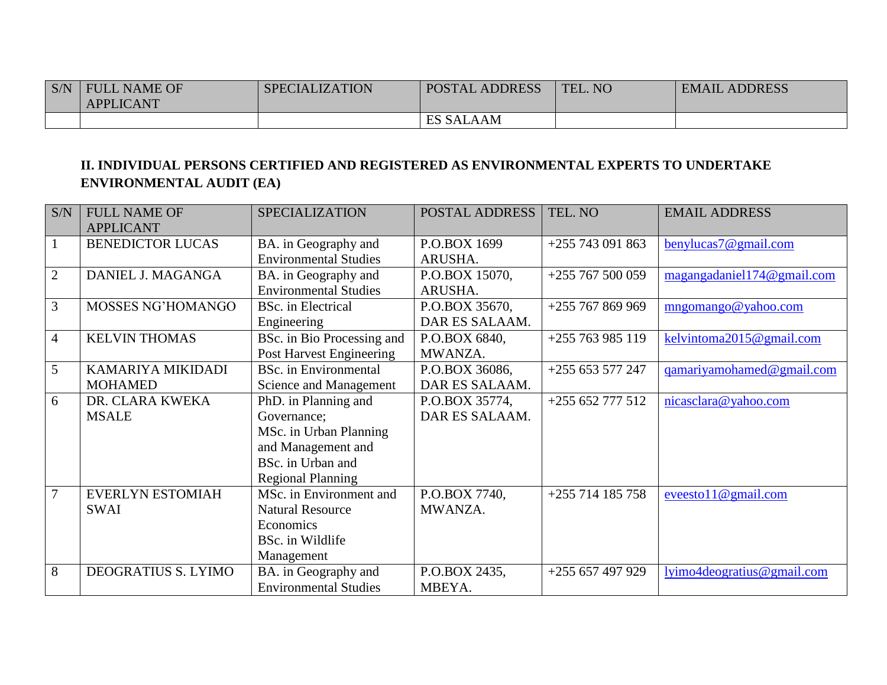| S/N | FULL NAME OF APPLICANT | SPECIALIZATION | POSTAL ADDRESS | TEL. NO | EMAIL ADDRESS |
|---|---|---|---|---|---|
| | | | ES SALAAM | | |

## II. INDIVIDUAL PERSONS CERTIFIED AND REGISTERED AS ENVIRONMENTAL EXPERTS TO UNDERTAKE ENVIRONMENTAL AUDIT (EA)

| S/N | FULL NAME OF APPLICANT | SPECIALIZATION | POSTAL ADDRESS | TEL. NO | EMAIL ADDRESS |
|---|---|---|---|---|---|
| 1 | BENEDICTOR LUCAS | BA. in Geography and Environmental Studies | P.O.BOX 1699 ARUSHA. | +255 743 091 863 | benylucas7@gmail.com |
| 2 | DANIEL J. MAGANGA | BA. in Geography and Environmental Studies | P.O.BOX 15070, ARUSHA. | +255 767 500 059 | magangadaniel174@gmail.com |
| 3 | MOSSES NG'HOMANGO | BSc. in Electrical Engineering | P.O.BOX 35670, DAR ES SALAAM. | +255 767 869 969 | mngomango@yahoo.com |
| 4 | KELVIN THOMAS | BSc. in Bio Processing and Post Harvest Engineering | P.O.BOX 6840, MWANZA. | +255 763 985 119 | kelvintoma2015@gmail.com |
| 5 | KAMARIYA MIKIDADI MOHAMED | BSc. in Environmental Science and Management | P.O.BOX 36086, DAR ES SALAAM. | +255 653 577 247 | qamariyamohamed@gmail.com |
| 6 | DR. CLARA KWEKA MSALE | PhD. in Planning and Governance; MSc. in Urban Planning and Management and BSc. in Urban and Regional Planning | P.O.BOX 35774, DAR ES SALAAM. | +255 652 777 512 | nicasclara@yahoo.com |
| 7 | EVERLYN ESTOMIAH SWAI | MSc. in Environment and Natural Resource Economics BSc. in Wildlife Management | P.O.BOX 7740, MWANZA. | +255 714 185 758 | eveesto11@gmail.com |
| 8 | DEOGRATIUS S. LYIMO | BA. in Geography and Environmental Studies | P.O.BOX 2435, MBEYA. | +255 657 497 929 | lyimo4deogratius@gmail.com |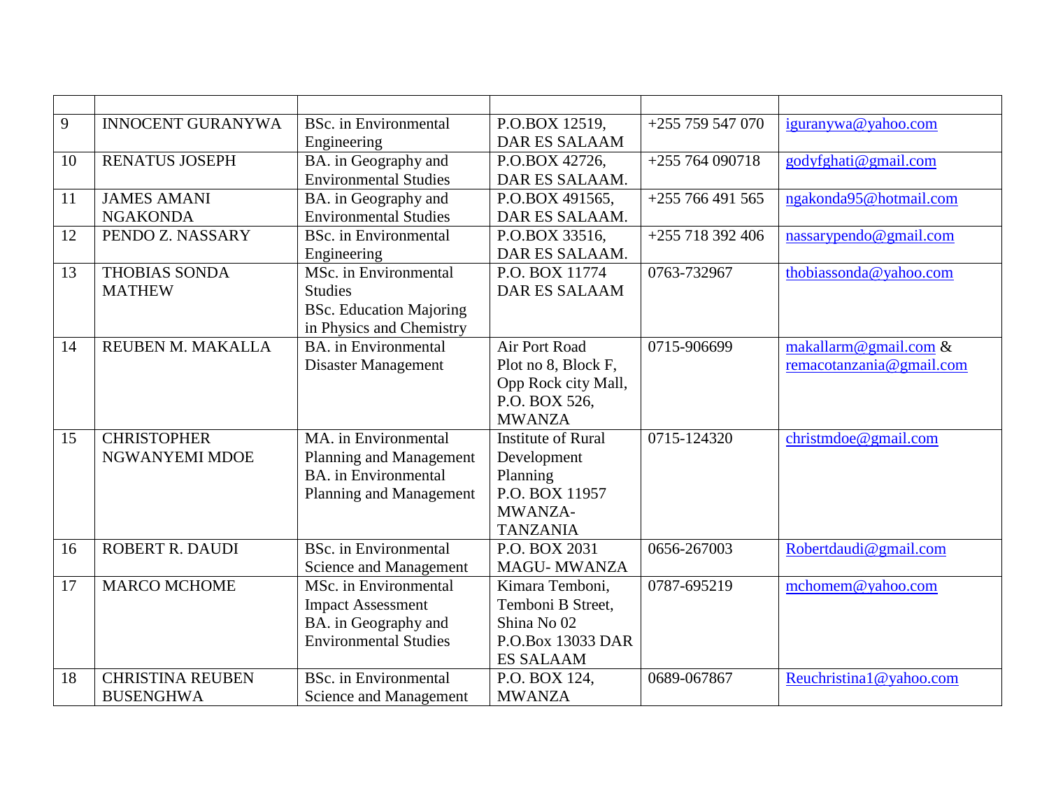| | | | | | |
|---|---|---|---|---|---|
| 9 | INNOCENT GURANYWA | BSc. in Environmental Engineering | P.O.BOX 12519, DAR ES SALAAM | +255 759 547 070 | iguranywa@yahoo.com |
| 10 | RENATUS JOSEPH | BA. in Geography and Environmental Studies | P.O.BOX 42726, DAR ES SALAAM. | +255 764 090718 | godyfghati@gmail.com |
| 11 | JAMES AMANI NGAKONDA | BA. in Geography and Environmental Studies | P.O.BOX 491565, DAR ES SALAAM. | +255 766 491 565 | ngakonda95@hotmail.com |
| 12 | PENDO Z. NASSARY | BSc. in Environmental Engineering | P.O.BOX 33516, DAR ES SALAAM. | +255 718 392 406 | nassarypendo@gmail.com |
| 13 | THOBIAS SONDA MATHEW | MSc. in Environmental Studies<br>BSc. Education Majoring in Physics and Chemistry | P.O. BOX 11774 DAR ES SALAAM | 0763-732967 | thobiassonda@yahoo.com |
| 14 | REUBEN M. MAKALLA | BA. in Environmental Disaster Management | Air Port Road Plot no 8, Block F, Opp Rock city Mall, P.O. BOX 526, MWANZA | 0715-906699 | makallarm@gmail.com & remacotanzania@gmail.com |
| 15 | CHRISTOPHER NGWANYEMI MDOE | MA. in Environmental Planning and Management<br>BA. in Environmental Planning and Management | Institute of Rural Development Planning P.O. BOX 11957 MWANZA-TANZANIA | 0715-124320 | christmdoe@gmail.com |
| 16 | ROBERT R. DAUDI | BSc. in Environmental Science and Management | P.O. BOX 2031 MAGU- MWANZA | 0656-267003 | Robertdaudi@gmail.com |
| 17 | MARCO MCHOME | MSc. in Environmental Impact Assessment<br>BA. in Geography and Environmental Studies | Kimara Temboni, Temboni B Street, Shina No 02 P.O.Box 13033 DAR ES SALAAM | 0787-695219 | mchomem@yahoo.com |
| 18 | CHRISTINA REUBEN BUSENGHWA | BSc. in Environmental Science and Management | P.O. BOX 124, MWANZA | 0689-067867 | Reuchristina1@yahoo.com |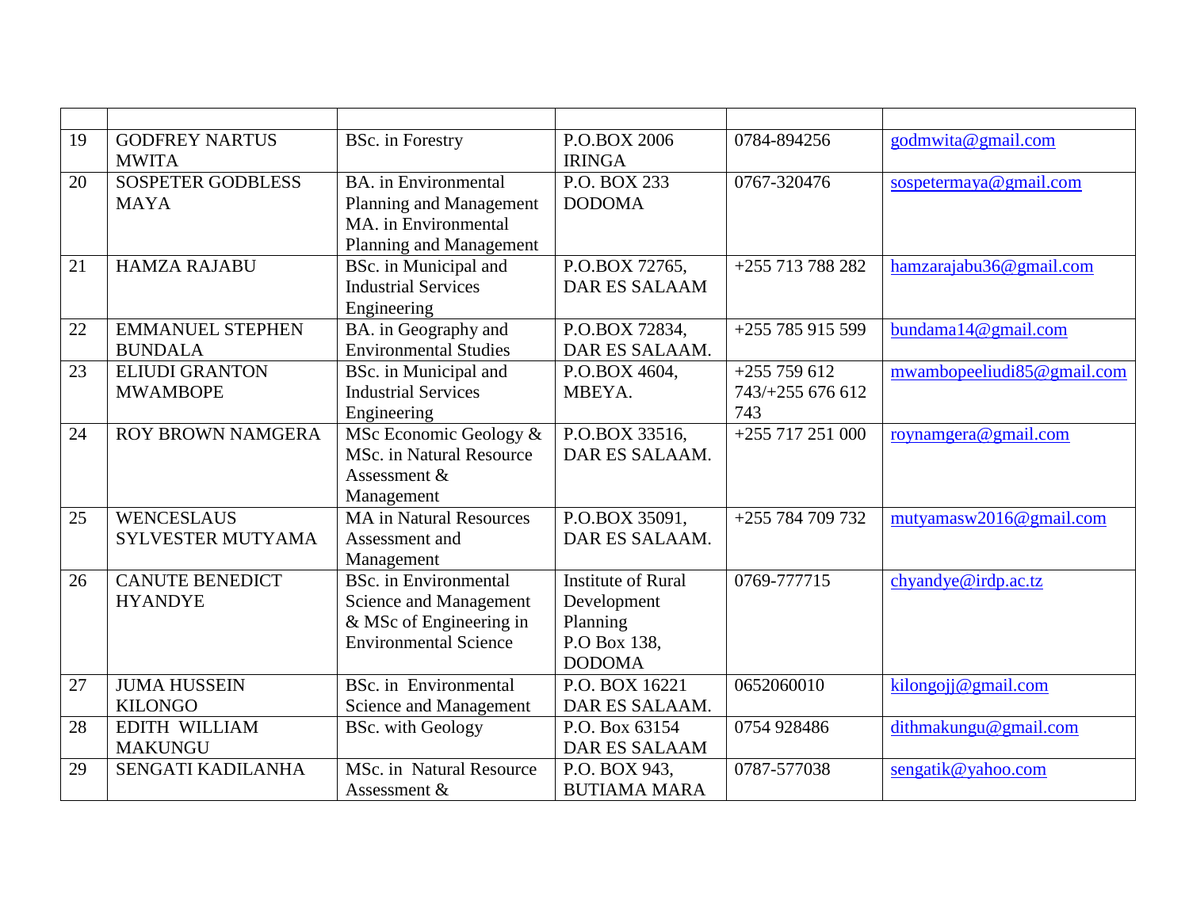| | | | | | |
|---|---|---|---|---|---|
| 19 | GODFREY NARTUS MWITA | BSc. in Forestry | P.O.BOX 2006 IRINGA | 0784-894256 | godmwita@gmail.com |
| 20 | SOSPETER GODBLESS MAYA | BA. in Environmental Planning and Management MA. in Environmental Planning and Management | P.O. BOX 233 DODOMA | 0767-320476 | sospetermaya@gmail.com |
| 21 | HAMZA RAJABU | BSc. in Municipal and Industrial Services Engineering | P.O.BOX 72765, DAR ES SALAAM | +255 713 788 282 | hamzarajabu36@gmail.com |
| 22 | EMMANUEL STEPHEN BUNDALA | BA. in Geography and Environmental Studies | P.O.BOX 72834, DAR ES SALAAM. | +255 785 915 599 | bundama14@gmail.com |
| 23 | ELIUDI GRANTON MWAMBOPE | BSc. in Municipal and Industrial Services Engineering | P.O.BOX 4604, MBEYA. | +255 759 612 743/+255 676 612 743 | mwambopeeliudi85@gmail.com |
| 24 | ROY BROWN NAMGERA | MSc Economic Geology & MSc. in Natural Resource Assessment & Management | P.O.BOX 33516, DAR ES SALAAM. | +255 717 251 000 | roynamgera@gmail.com |
| 25 | WENCESLAUS SYLVESTER MUTYAMA | MA in Natural Resources Assessment and Management | P.O.BOX 35091, DAR ES SALAAM. | +255 784 709 732 | mutyamasw2016@gmail.com |
| 26 | CANUTE BENEDICT HYANDYE | BSc. in Environmental Science and Management & MSc of Engineering in Environmental Science | Institute of Rural Development Planning P.O Box 138, DODOMA | 0769-777715 | chyandye@irdp.ac.tz |
| 27 | JUMA HUSSEIN KILONGO | BSc. in Environmental Science and Management | P.O. BOX 16221 DAR ES SALAAM. | 0652060010 | kilongojj@gmail.com |
| 28 | EDITH WILLIAM MAKUNGU | BSc. with Geology | P.O. Box 63154 DAR ES SALAAM | 0754 928486 | dithmakungu@gmail.com |
| 29 | SENGATI KADILANHA | MSc. in Natural Resource Assessment & | P.O. BOX 943, BUTIAMA MARA | 0787-577038 | sengatik@yahoo.com |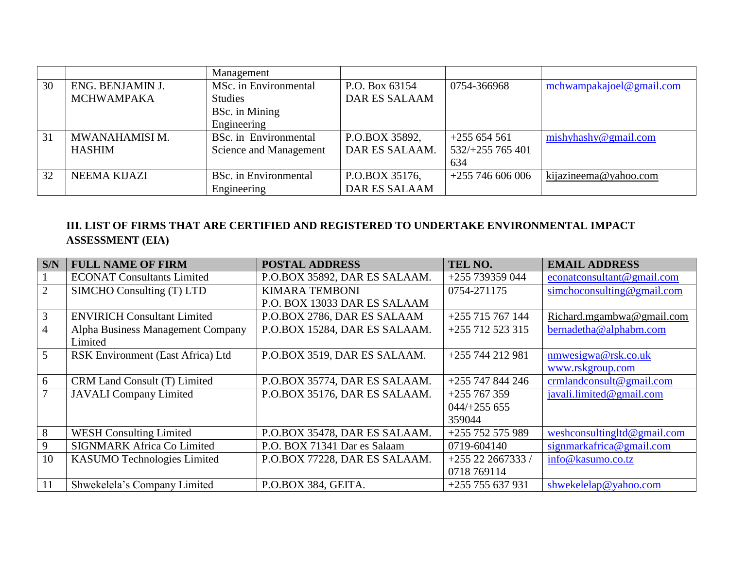| | | Management | | | |
|---|---|---|---|---|---|
| 30 | ENG. BENJAMIN J. MCHWAMPAKA | MSc. in Environmental Studies BSc. in Mining Engineering | P.O. Box 63154 DAR ES SALAAM | 0754-366968 | mchwampakajoel@gmail.com |
| 31 | MWANAHAMISI M. HASHIM | BSc. in Environmental Science and Management | P.O.BOX 35892, DAR ES SALAAM. | +255 654 561 532/+255 765 401 634 | mishyhashy@gmail.com |
| 32 | NEEMA KIJAZI | BSc. in Environmental Engineering | P.O.BOX 35176, DAR ES SALAAM | +255 746 606 006 | kijazineema@yahoo.com |

**III. LIST OF FIRMS THAT ARE CERTIFIED AND REGISTERED TO UNDERTAKE ENVIRONMENTAL IMPACT ASSESSMENT (EIA)**

| S/N | FULL NAME OF FIRM | POSTAL ADDRESS | TEL NO. | EMAIL ADDRESS |
|---|---|---|---|---|
| 1 | ECONAT Consultants Limited | P.O.BOX 35892, DAR ES SALAAM. | +255 739359 044 | econatconsultant@gmail.com |
| 2 | SIMCHO Consulting (T) LTD | KIMARA TEMBONI P.O. BOX 13033 DAR ES SALAAM | 0754-271175 | simchoconsulting@gmail.com |
| 3 | ENVIRICH Consultant Limited | P.O.BOX 2786, DAR ES SALAAM | +255 715 767 144 | Richard.mgambwa@gmail.com |
| 4 | Alpha Business Management Company Limited | P.O.BOX 15284, DAR ES SALAAM. | +255 712 523 315 | bernadetha@alphabm.com |
| 5 | RSK Environment (East Africa) Ltd | P.O.BOX 3519, DAR ES SALAAM. | +255 744 212 981 | nmwesigwa@rsk.co.uk www.rskgroup.com |
| 6 | CRM Land Consult (T) Limited | P.O.BOX 35774, DAR ES SALAAM. | +255 747 844 246 | crmlandconsult@gmail.com |
| 7 | JAVALI Company Limited | P.O.BOX 35176, DAR ES SALAAM. | +255 767 359 044/+255 655 359044 | javali.limited@gmail.com |
| 8 | WESH Consulting Limited | P.O.BOX 35478, DAR ES SALAAM. | +255 752 575 989 | weshconsultingltd@gmail.com |
| 9 | SIGNMARK Africa Co Limited | P.O. BOX 71341 Dar es Salaam | 0719-604140 | signmarkafrica@gmail.com |
| 10 | KASUMO Technologies Limited | P.O.BOX 77228, DAR ES SALAAM. | +255 22 2667333 / 0718 769114 | info@kasumo.co.tz |
| 11 | Shwekelela's Company Limited | P.O.BOX 384, GEITA. | +255 755 637 931 | shwekelelap@yahoo.com |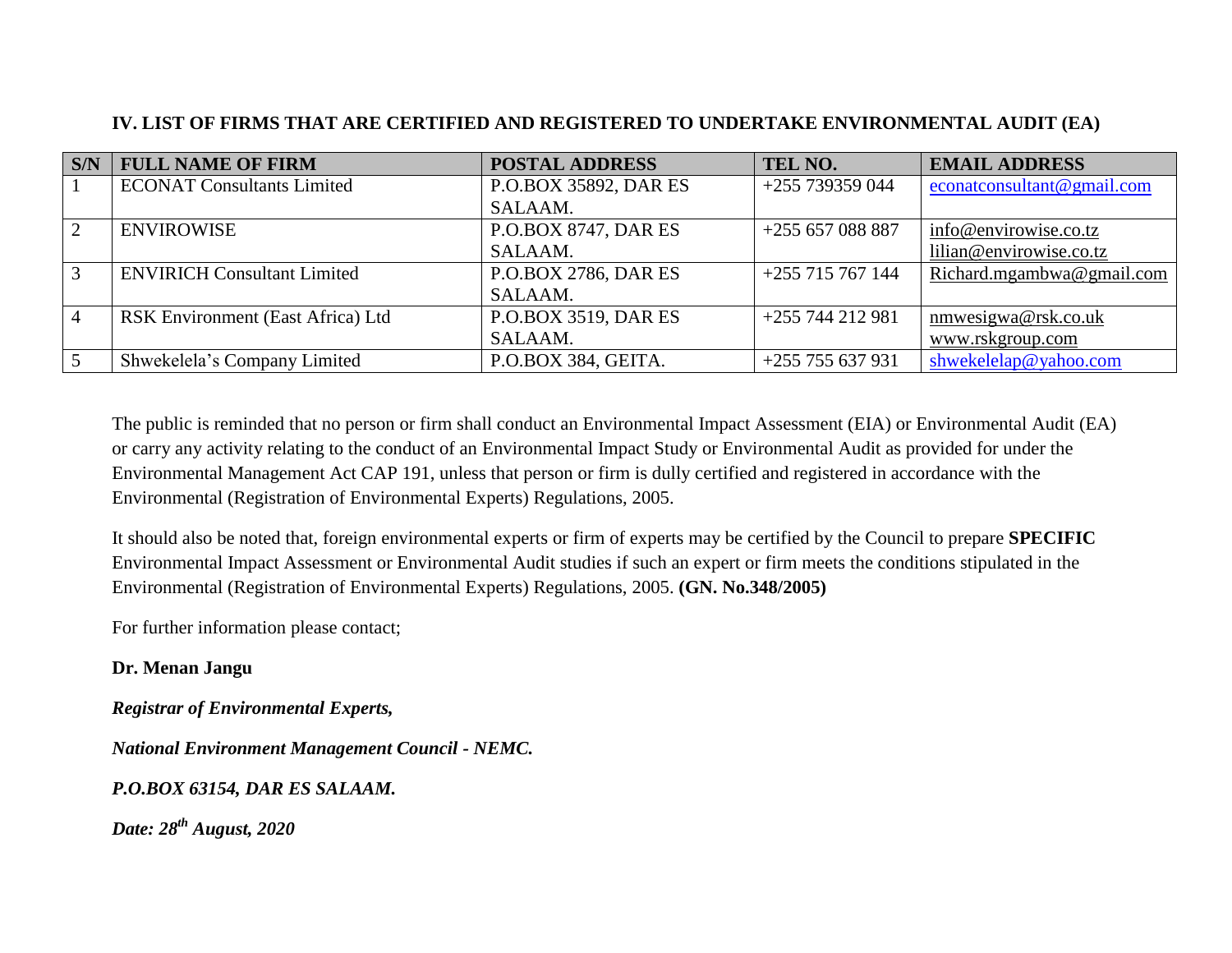## IV. LIST OF FIRMS THAT ARE CERTIFIED AND REGISTERED TO UNDERTAKE ENVIRONMENTAL AUDIT (EA)

| S/N | FULL NAME OF FIRM | POSTAL ADDRESS | TEL NO. | EMAIL ADDRESS |
|---|---|---|---|---|
| 1 | ECONAT Consultants Limited | P.O.BOX 35892, DAR ES SALAAM. | +255 739359 044 | econatconsultant@gmail.com |
| 2 | ENVIROWISE | P.O.BOX 8747, DAR ES SALAAM. | +255 657 088 887 | info@envirowise.co.tz lilian@envirowise.co.tz |
| 3 | ENVIRICH Consultant Limited | P.O.BOX 2786, DAR ES SALAAM. | +255 715 767 144 | Richard.mgambwa@gmail.com |
| 4 | RSK Environment (East Africa) Ltd | P.O.BOX 3519, DAR ES SALAAM. | +255 744 212 981 | nmwesigwa@rsk.co.uk www.rskgroup.com |
| 5 | Shwekelela's Company Limited | P.O.BOX 384, GEITA. | +255 755 637 931 | shwekelelap@yahoo.com |

The public is reminded that no person or firm shall conduct an Environmental Impact Assessment (EIA) or Environmental Audit (EA) or carry any activity relating to the conduct of an Environmental Impact Study or Environmental Audit as provided for under the Environmental Management Act CAP 191, unless that person or firm is dully certified and registered in accordance with the Environmental (Registration of Environmental Experts) Regulations, 2005.

It should also be noted that, foreign environmental experts or firm of experts may be certified by the Council to prepare **SPECIFIC** Environmental Impact Assessment or Environmental Audit studies if such an expert or firm meets the conditions stipulated in the Environmental (Registration of Environmental Experts) Regulations, 2005. **(GN. No.348/2005)**

For further information please contact;

**Dr. Menan Jangu**

***Registrar of Environmental Experts,***

***National Environment Management Council - NEMC.***

***P.O.BOX 63154, DAR ES SALAAM.***

***Date: 28th August, 2020***